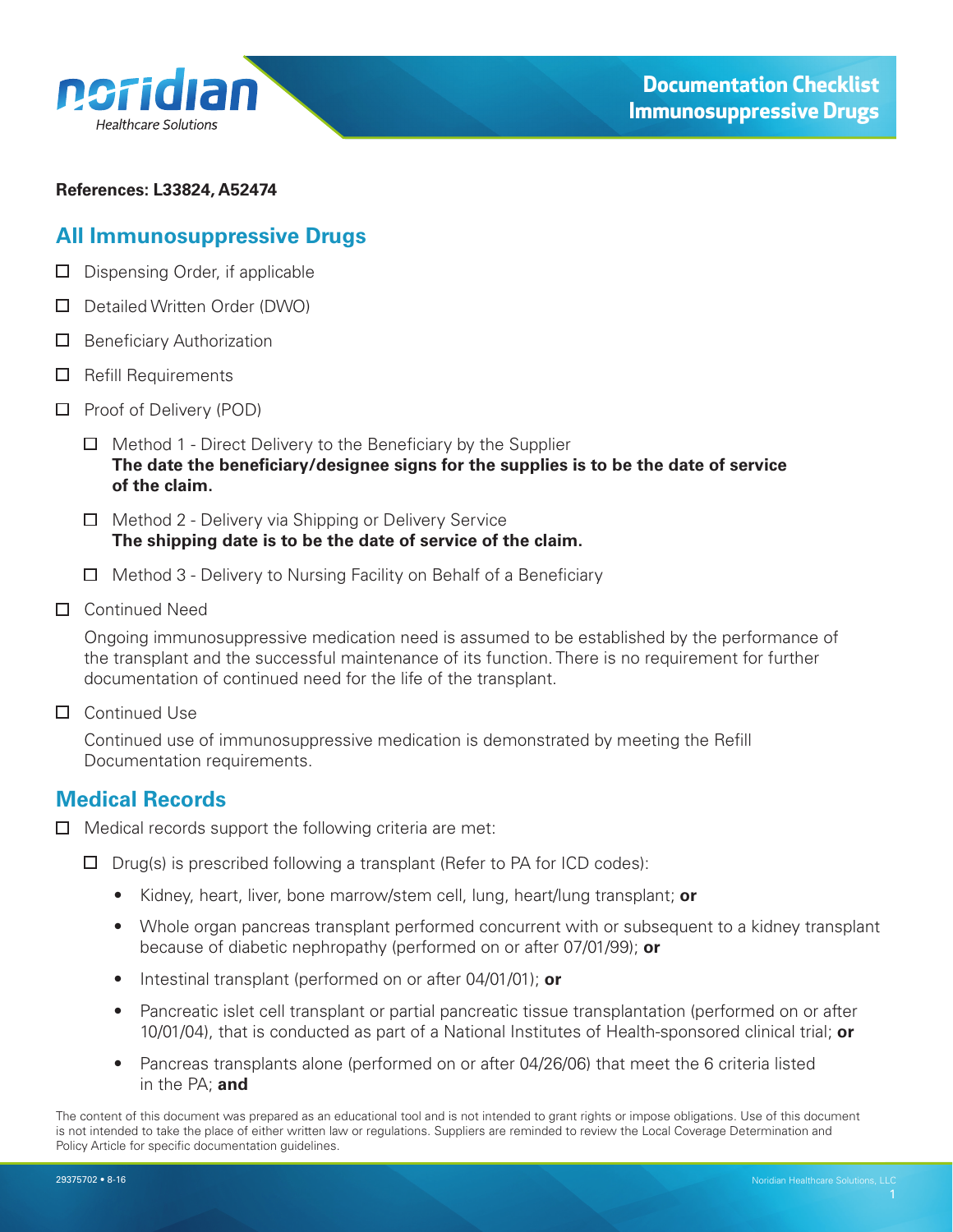# Documentation Checklist Immunosuppressive Drugs

**References: L33824, A52474**

## All Immunosuppressive Drugs

- ☐ Dispensing Order, if applicable
- ☐ Detailed Written Order (DWO)
- ☐ Beneficiary Authorization
- ☐ Refill Requirements
- ☐ Proof of Delivery (POD)
  - ☐ Method 1 - Direct Delivery to the Beneficiary by the Supplier
    **The date the beneficiary/designee signs for the supplies is to be the date of service of the claim.**
  - ☐ Method 2 - Delivery via Shipping or Delivery Service
    **The shipping date is to be the date of service of the claim.**
  - ☐ Method 3 - Delivery to Nursing Facility on Behalf of a Beneficiary
- ☐ Continued Need

  Ongoing immunosuppressive medication need is assumed to be established by the performance of the transplant and the successful maintenance of its function. There is no requirement for further documentation of continued need for the life of the transplant.
- ☐ Continued Use

  Continued use of immunosuppressive medication is demonstrated by meeting the Refill Documentation requirements.

## Medical Records

- ☐ Medical records support the following criteria are met:
  - ☐ Drug(s) is prescribed following a transplant (Refer to PA for ICD codes):
    - Kidney, heart, liver, bone marrow/stem cell, lung, heart/lung transplant; **or**
    - Whole organ pancreas transplant performed concurrent with or subsequent to a kidney transplant because of diabetic nephropathy (performed on or after 07/01/99); **or**
    - Intestinal transplant (performed on or after 04/01/01); **or**
    - Pancreatic islet cell transplant or partial pancreatic tissue transplantation (performed on or after 10/01/04), that is conducted as part of a National Institutes of Health-sponsored clinical trial; **or**
    - Pancreas transplants alone (performed on or after 04/26/06) that meet the 6 criteria listed in the PA; **and**

The content of this document was prepared as an educational tool and is not intended to grant rights or impose obligations. Use of this document is not intended to take the place of either written law or regulations. Suppliers are reminded to review the Local Coverage Determination and Policy Article for specific documentation guidelines.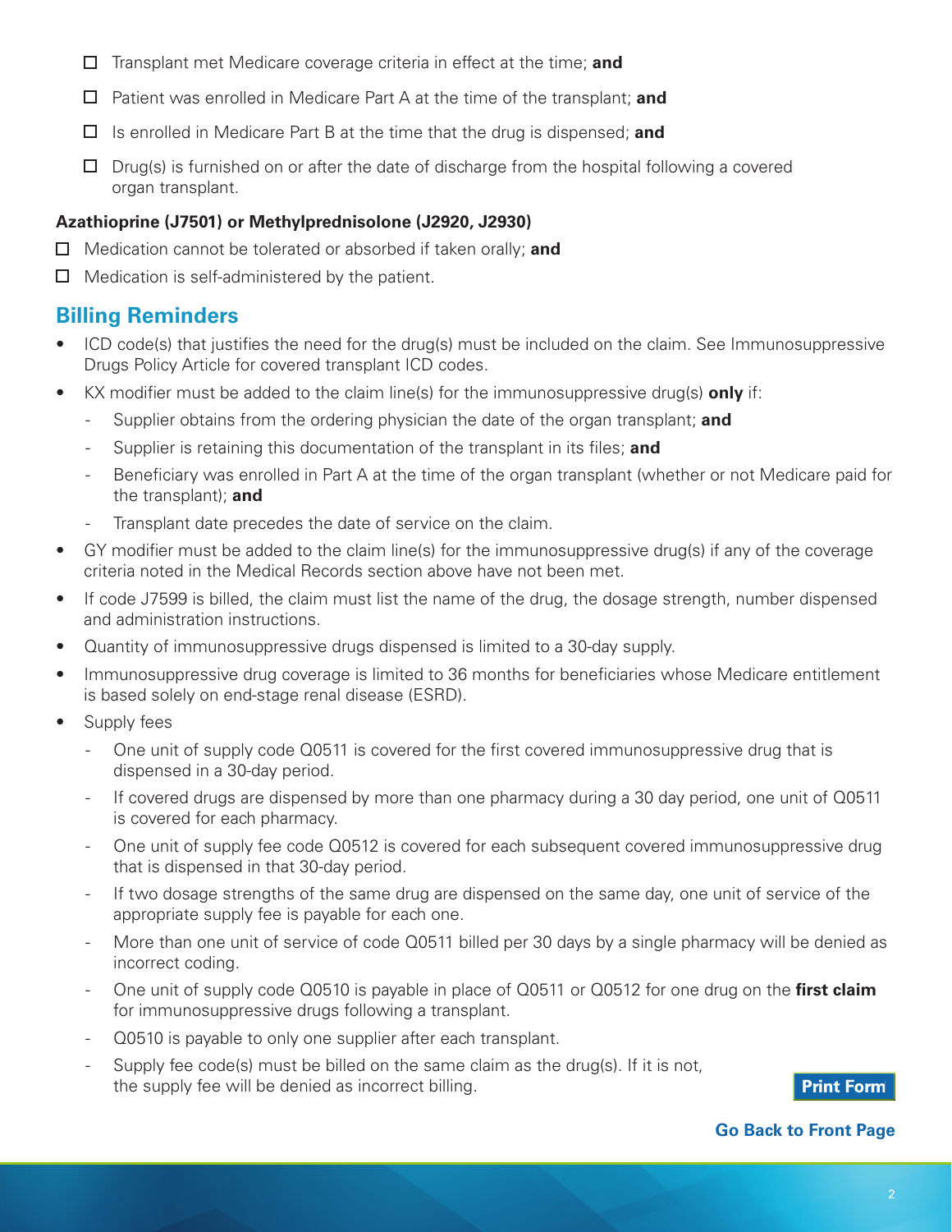- [ ] Transplant met Medicare coverage criteria in effect at the time; **and**
- [ ] Patient was enrolled in Medicare Part A at the time of the transplant; **and**
- [ ] Is enrolled in Medicare Part B at the time that the drug is dispensed; **and**
- [ ] Drug(s) is furnished on or after the date of discharge from the hospital following a covered organ transplant.

**Azathioprine (J7501) or Methylprednisolone (J2920, J2930)**

- [ ] Medication cannot be tolerated or absorbed if taken orally; **and**
- [ ] Medication is self-administered by the patient.

## Billing Reminders

- ICD code(s) that justifies the need for the drug(s) must be included on the claim. See Immunosuppressive Drugs Policy Article for covered transplant ICD codes.
- KX modifier must be added to the claim line(s) for the immunosuppressive drug(s) **only** if:
  - Supplier obtains from the ordering physician the date of the organ transplant; **and**
  - Supplier is retaining this documentation of the transplant in its files; **and**
  - Beneficiary was enrolled in Part A at the time of the organ transplant (whether or not Medicare paid for the transplant); **and**
  - Transplant date precedes the date of service on the claim.
- GY modifier must be added to the claim line(s) for the immunosuppressive drug(s) if any of the coverage criteria noted in the Medical Records section above have not been met.
- If code J7599 is billed, the claim must list the name of the drug, the dosage strength, number dispensed and administration instructions.
- Quantity of immunosuppressive drugs dispensed is limited to a 30-day supply.
- Immunosuppressive drug coverage is limited to 36 months for beneficiaries whose Medicare entitlement is based solely on end-stage renal disease (ESRD).
- Supply fees
  - One unit of supply code Q0511 is covered for the first covered immunosuppressive drug that is dispensed in a 30-day period.
  - If covered drugs are dispensed by more than one pharmacy during a 30 day period, one unit of Q0511 is covered for each pharmacy.
  - One unit of supply fee code Q0512 is covered for each subsequent covered immunosuppressive drug that is dispensed in that 30-day period.
  - If two dosage strengths of the same drug are dispensed on the same day, one unit of service of the appropriate supply fee is payable for each one.
  - More than one unit of service of code Q0511 billed per 30 days by a single pharmacy will be denied as incorrect coding.
  - One unit of supply code Q0510 is payable in place of Q0511 or Q0512 for one drug on the **first claim** for immunosuppressive drugs following a transplant.
  - Q0510 is payable to only one supplier after each transplant.
  - Supply fee code(s) must be billed on the same claim as the drug(s). If it is not, the supply fee will be denied as incorrect billing.

**Print Form**

**Go Back to Front Page**